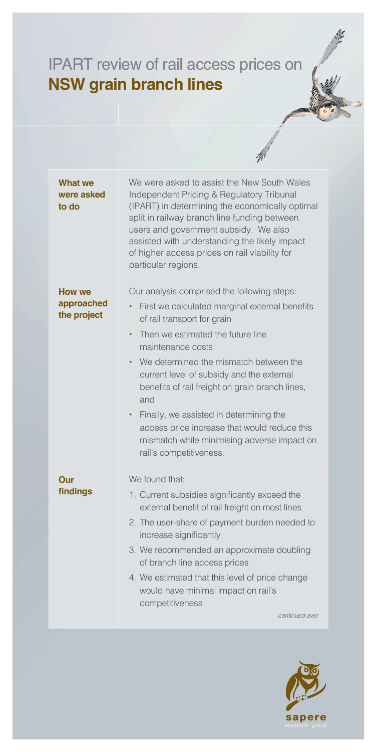# IPART review of rail access prices on **NSW grain branch lines**

| | |
|---|---|
| **What we were asked to do** | We were asked to assist the New South Wales Independent Pricing & Regulatory Tribunal (IPART) in determining the economically optimal split in railway branch line funding between users and government subsidy. We also assisted with understanding the likely impact of higher access prices on rail viability for particular regions. |
| **How we approached the project** | Our analysis comprised the following steps: <br>• First we calculated marginal external benefits of rail transport for grain <br>• Then we estimated the future line maintenance costs <br>• We determined the mismatch between the current level of subsidy and the external benefits of rail freight on grain branch lines, and <br>• Finally, we assisted in determining the access price increase that would reduce this mismatch while minimising adverse impact on rail's competitiveness. |
| **Our findings** | We found that: <br>1. Current subsidies significantly exceed the external benefit of rail freight on most lines <br>2. The user-share of payment burden needed to increase significantly <br>3. We recommended an approximate doubling of branch line access prices <br>4. We estimated that this level of price change would have minimal impact on rail's competitiveness <br>*continued over* |

sapere
research group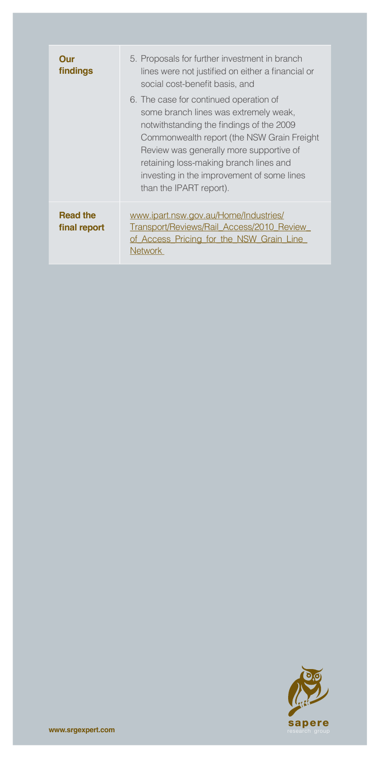| | |
|---|---|
| **Our findings** | 5. Proposals for further investment in branch lines were not justified on either a financial or social cost-benefit basis, and<br><br>6. The case for continued operation of some branch lines was extremely weak, notwithstanding the findings of the 2009 Commonwealth report (the NSW Grain Freight Review was generally more supportive of retaining loss-making branch lines and investing in the improvement of some lines than the IPART report). |
| **Read the final report** | www.ipart.nsw.gov.au/Home/Industries/Transport/Reviews/Rail_Access/2010_Review_of_Access_Pricing_for_the_NSW_Grain_Line_Network |

**www.srgexpert.com**

sapere research group